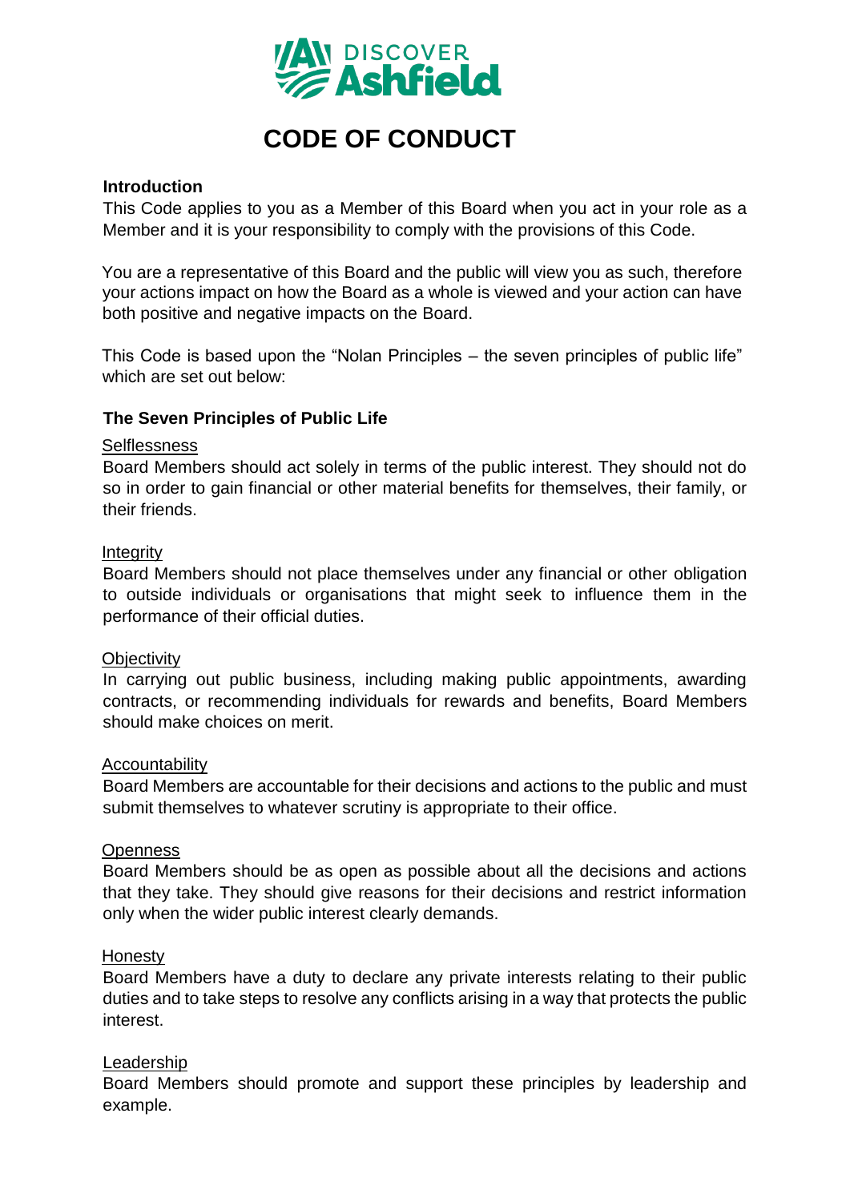DISCOVER Ashfield

# CODE OF CONDUCT

**Introduction**

This Code applies to you as a Member of this Board when you act in your role as a Member and it is your responsibility to comply with the provisions of this Code.

You are a representative of this Board and the public will view you as such, therefore your actions impact on how the Board as a whole is viewed and your action can have both positive and negative impacts on the Board.

This Code is based upon the "Nolan Principles – the seven principles of public life" which are set out below:

**The Seven Principles of Public Life**

Selflessness

Board Members should act solely in terms of the public interest. They should not do so in order to gain financial or other material benefits for themselves, their family, or their friends.

Integrity

Board Members should not place themselves under any financial or other obligation to outside individuals or organisations that might seek to influence them in the performance of their official duties.

Objectivity

In carrying out public business, including making public appointments, awarding contracts, or recommending individuals for rewards and benefits, Board Members should make choices on merit.

Accountability

Board Members are accountable for their decisions and actions to the public and must submit themselves to whatever scrutiny is appropriate to their office.

Openness

Board Members should be as open as possible about all the decisions and actions that they take. They should give reasons for their decisions and restrict information only when the wider public interest clearly demands.

Honesty

Board Members have a duty to declare any private interests relating to their public duties and to take steps to resolve any conflicts arising in a way that protects the public interest.

Leadership

Board Members should promote and support these principles by leadership and example.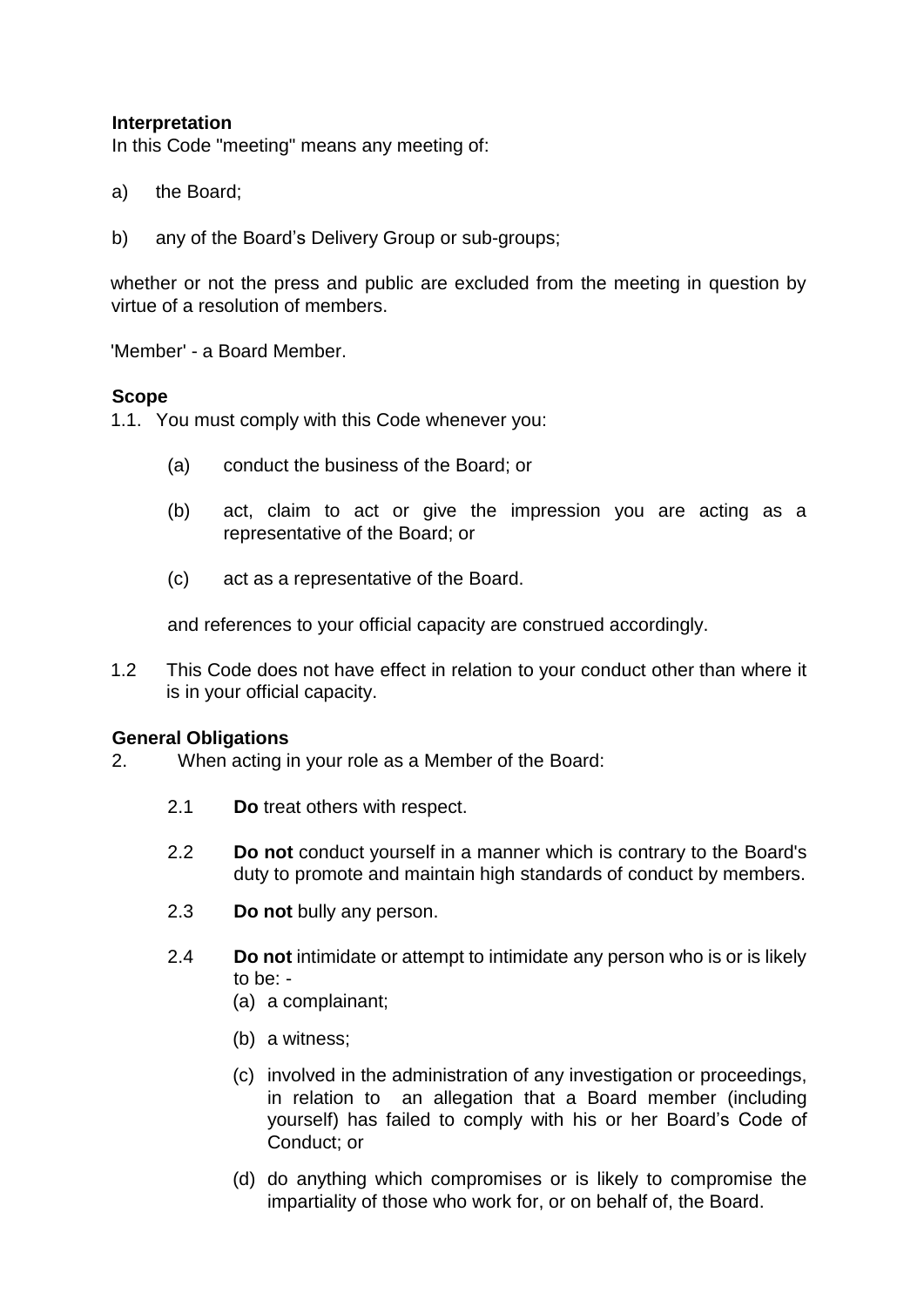**Interpretation**

In this Code "meeting" means any meeting of:

a) the Board;

b) any of the Board's Delivery Group or sub-groups;

whether or not the press and public are excluded from the meeting in question by virtue of a resolution of members.

'Member' - a Board Member.

**Scope**

1.1. You must comply with this Code whenever you:

- (a) conduct the business of the Board; or
- (b) act, claim to act or give the impression you are acting as a representative of the Board; or
- (c) act as a representative of the Board.

and references to your official capacity are construed accordingly.

1.2 This Code does not have effect in relation to your conduct other than where it is in your official capacity.

**General Obligations**

2. When acting in your role as a Member of the Board:

2.1 **Do** treat others with respect.

2.2 **Do not** conduct yourself in a manner which is contrary to the Board's duty to promote and maintain high standards of conduct by members.

2.3 **Do not** bully any person.

2.4 **Do not** intimidate or attempt to intimidate any person who is or is likely to be: -

- (a) a complainant;
- (b) a witness;
- (c) involved in the administration of any investigation or proceedings, in relation to an allegation that a Board member (including yourself) has failed to comply with his or her Board's Code of Conduct; or
- (d) do anything which compromises or is likely to compromise the impartiality of those who work for, or on behalf of, the Board.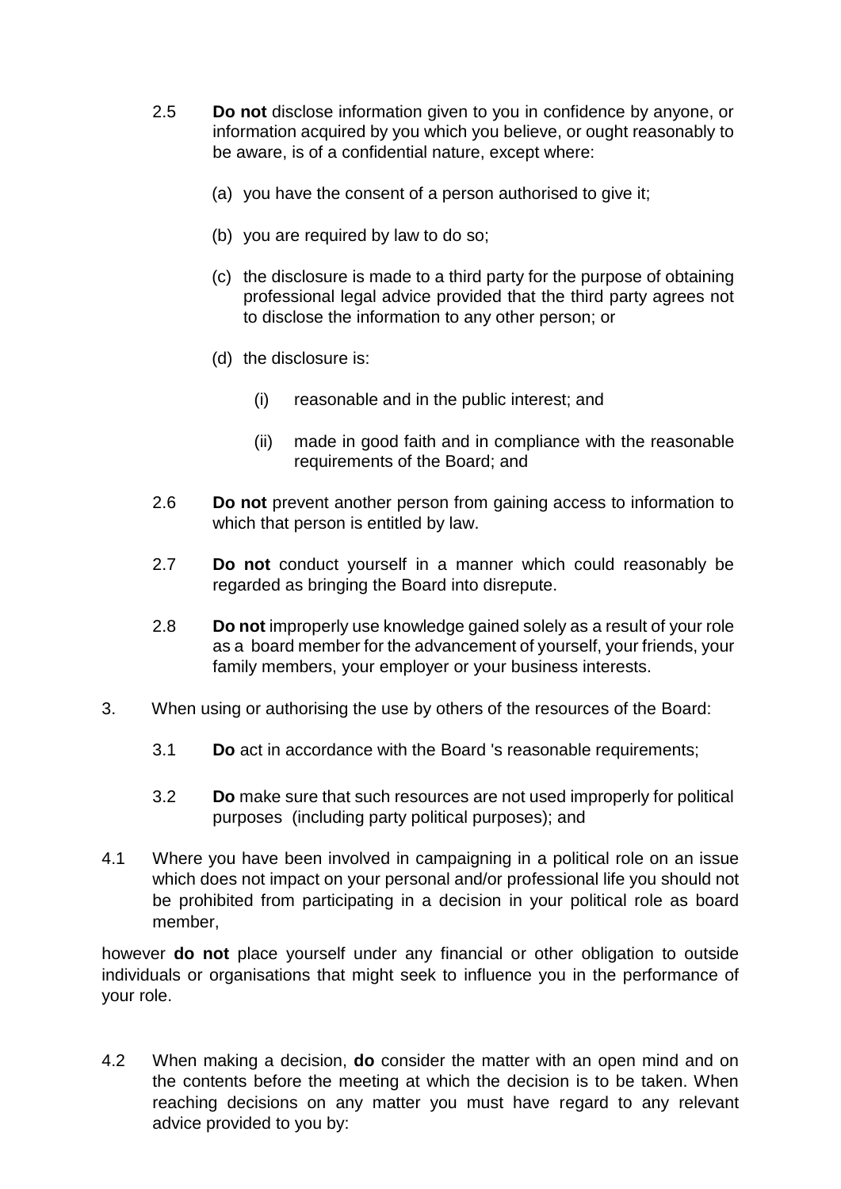2.5 **Do not** disclose information given to you in confidence by anyone, or information acquired by you which you believe, or ought reasonably to be aware, is of a confidential nature, except where:

(a) you have the consent of a person authorised to give it;

(b) you are required by law to do so;

(c) the disclosure is made to a third party for the purpose of obtaining professional legal advice provided that the third party agrees not to disclose the information to any other person; or

(d) the disclosure is:

(i) reasonable and in the public interest; and

(ii) made in good faith and in compliance with the reasonable requirements of the Board; and

2.6 **Do not** prevent another person from gaining access to information to which that person is entitled by law.

2.7 **Do not** conduct yourself in a manner which could reasonably be regarded as bringing the Board into disrepute.

2.8 **Do not** improperly use knowledge gained solely as a result of your role as a board member for the advancement of yourself, your friends, your family members, your employer or your business interests.

3. When using or authorising the use by others of the resources of the Board:

3.1 **Do** act in accordance with the Board 's reasonable requirements;

3.2 **Do** make sure that such resources are not used improperly for political purposes (including party political purposes); and

4.1 Where you have been involved in campaigning in a political role on an issue which does not impact on your personal and/or professional life you should not be prohibited from participating in a decision in your political role as board member,

however **do not** place yourself under any financial or other obligation to outside individuals or organisations that might seek to influence you in the performance of your role.

4.2 When making a decision, **do** consider the matter with an open mind and on the contents before the meeting at which the decision is to be taken. When reaching decisions on any matter you must have regard to any relevant advice provided to you by: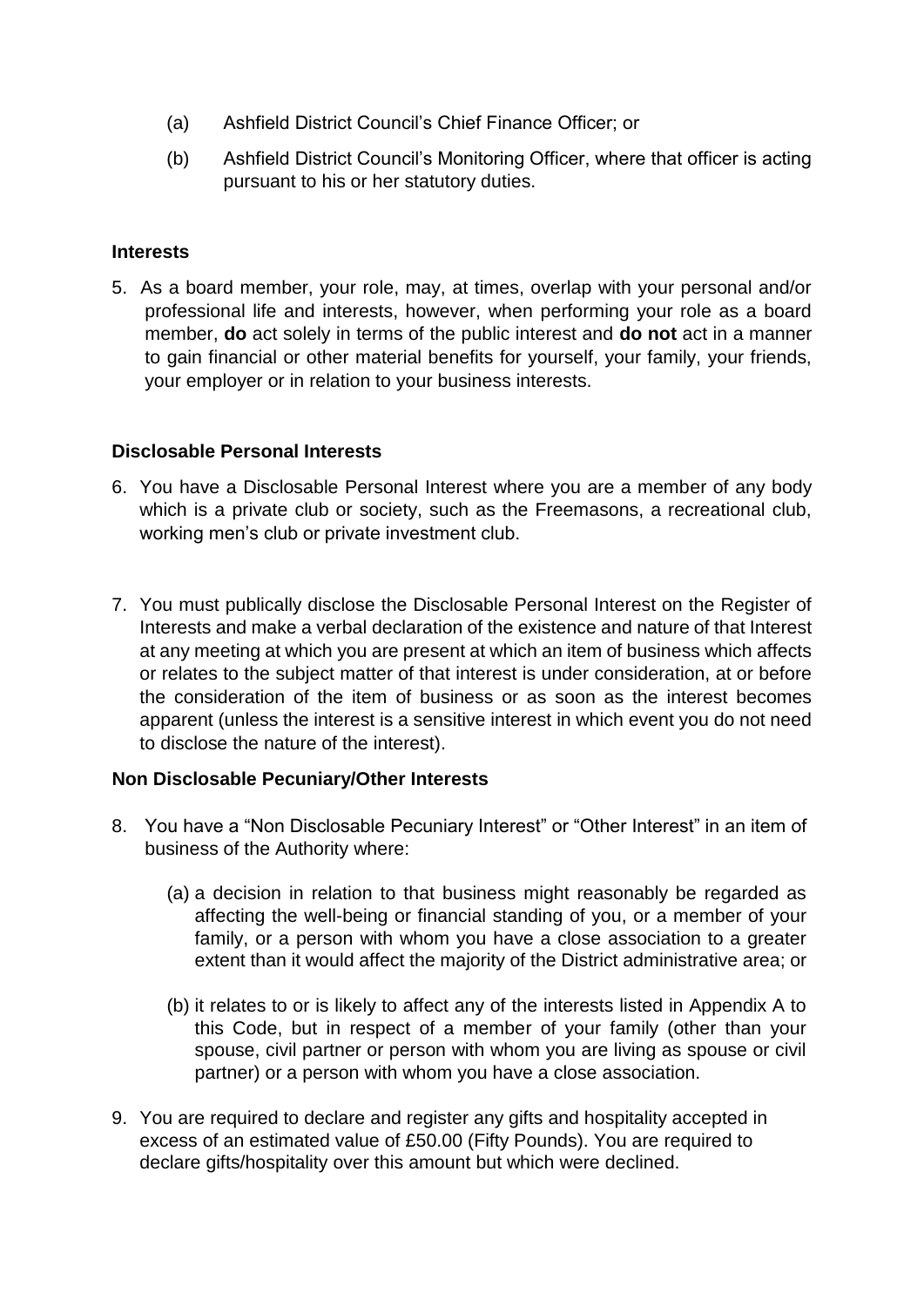(a) Ashfield District Council's Chief Finance Officer; or

(b) Ashfield District Council's Monitoring Officer, where that officer is acting pursuant to his or her statutory duties.

### Interests

5. As a board member, your role, may, at times, overlap with your personal and/or professional life and interests, however, when performing your role as a board member, **do** act solely in terms of the public interest and **do not** act in a manner to gain financial or other material benefits for yourself, your family, your friends, your employer or in relation to your business interests.

### Disclosable Personal Interests

6. You have a Disclosable Personal Interest where you are a member of any body which is a private club or society, such as the Freemasons, a recreational club, working men's club or private investment club.

7. You must publically disclose the Disclosable Personal Interest on the Register of Interests and make a verbal declaration of the existence and nature of that Interest at any meeting at which you are present at which an item of business which affects or relates to the subject matter of that interest is under consideration, at or before the consideration of the item of business or as soon as the interest becomes apparent (unless the interest is a sensitive interest in which event you do not need to disclose the nature of the interest).

### Non Disclosable Pecuniary/Other Interests

8. You have a "Non Disclosable Pecuniary Interest" or "Other Interest" in an item of business of the Authority where:

   (a) a decision in relation to that business might reasonably be regarded as affecting the well-being or financial standing of you, or a member of your family, or a person with whom you have a close association to a greater extent than it would affect the majority of the District administrative area; or

   (b) it relates to or is likely to affect any of the interests listed in Appendix A to this Code, but in respect of a member of your family (other than your spouse, civil partner or person with whom you are living as spouse or civil partner) or a person with whom you have a close association.

9. You are required to declare and register any gifts and hospitality accepted in excess of an estimated value of £50.00 (Fifty Pounds). You are required to declare gifts/hospitality over this amount but which were declined.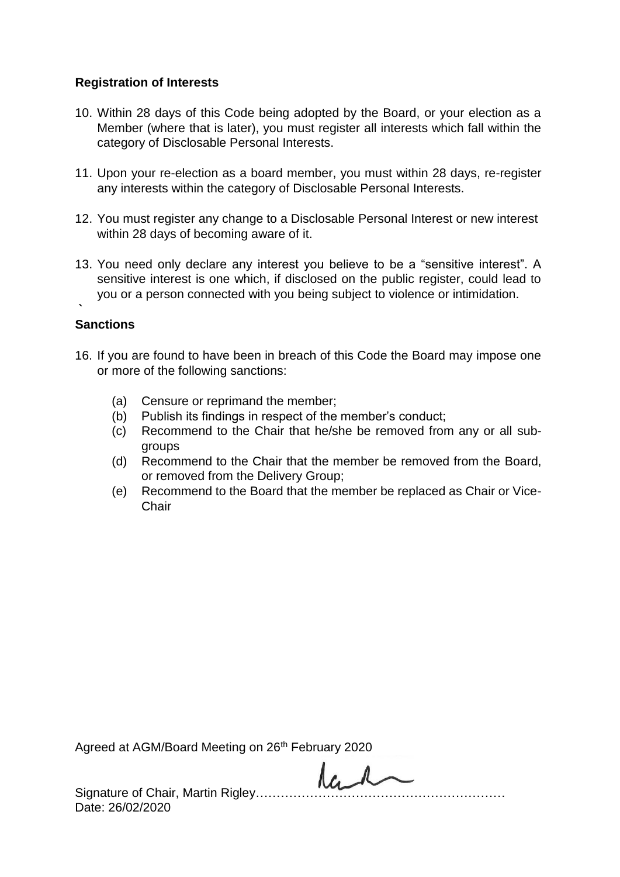**Registration of Interests**

10. Within 28 days of this Code being adopted by the Board, or your election as a Member (where that is later), you must register all interests which fall within the category of Disclosable Personal Interests.

11. Upon your re-election as a board member, you must within 28 days, re-register any interests within the category of Disclosable Personal Interests.

12. You must register any change to a Disclosable Personal Interest or new interest within 28 days of becoming aware of it.

13. You need only declare any interest you believe to be a "sensitive interest". A sensitive interest is one which, if disclosed on the public register, could lead to you or a person connected with you being subject to violence or intimidation.

`

**Sanctions**

16. If you are found to have been in breach of this Code the Board may impose one or more of the following sanctions:

    (a) Censure or reprimand the member;
    (b) Publish its findings in respect of the member's conduct;
    (c) Recommend to the Chair that he/she be removed from any or all sub-groups
    (d) Recommend to the Chair that the member be removed from the Board, or removed from the Delivery Group;
    (e) Recommend to the Board that the member be replaced as Chair or Vice-Chair

Agreed at AGM/Board Meeting on 26th February 2020

Signature of Chair, Martin Rigley……………………………………………………
Date: 26/02/2020